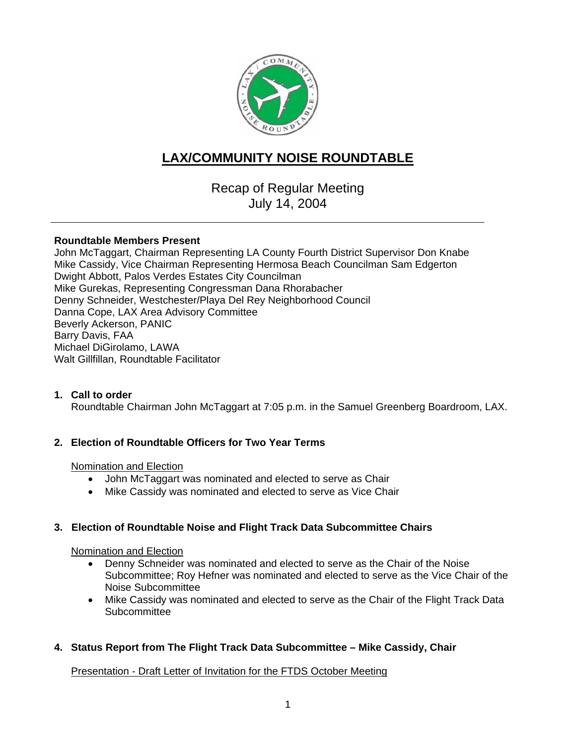# LAX/COMMUNITY NOISE ROUNDTABLE

Recap of Regular Meeting
July 14, 2004

---

**Roundtable Members Present**
John McTaggart, Chairman Representing LA County Fourth District Supervisor Don Knabe
Mike Cassidy, Vice Chairman Representing Hermosa Beach Councilman Sam Edgerton
Dwight Abbott, Palos Verdes Estates City Councilman
Mike Gurekas, Representing Congressman Dana Rhorabacher
Denny Schneider, Westchester/Playa Del Rey Neighborhood Council
Danna Cope, LAX Area Advisory Committee
Beverly Ackerson, PANIC
Barry Davis, FAA
Michael DiGirolamo, LAWA
Walt Gillfillan, Roundtable Facilitator

**1. Call to order**
Roundtable Chairman John McTaggart at 7:05 p.m. in the Samuel Greenberg Boardroom, LAX.

**2. Election of Roundtable Officers for Two Year Terms**

Nomination and Election

- John McTaggart was nominated and elected to serve as Chair
- Mike Cassidy was nominated and elected to serve as Vice Chair

**3. Election of Roundtable Noise and Flight Track Data Subcommittee Chairs**

Nomination and Election

- Denny Schneider was nominated and elected to serve as the Chair of the Noise Subcommittee; Roy Hefner was nominated and elected to serve as the Vice Chair of the Noise Subcommittee
- Mike Cassidy was nominated and elected to serve as the Chair of the Flight Track Data Subcommittee

**4. Status Report from The Flight Track Data Subcommittee – Mike Cassidy, Chair**

Presentation - Draft Letter of Invitation for the FTDS October Meeting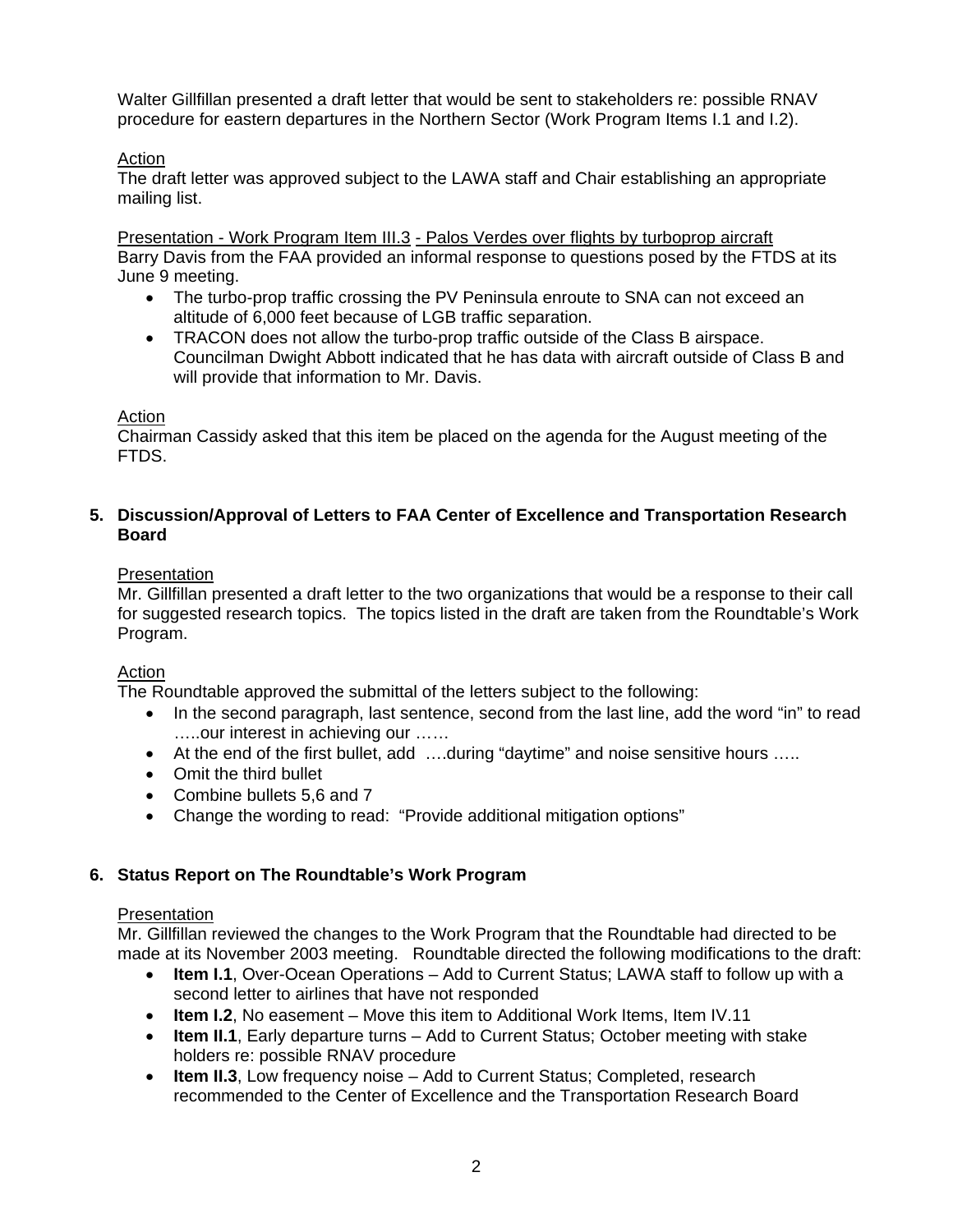Walter Gillfillan presented a draft letter that would be sent to stakeholders re: possible RNAV procedure for eastern departures in the Northern Sector (Work Program Items I.1 and I.2).

Action
The draft letter was approved subject to the LAWA staff and Chair establishing an appropriate mailing list.

Presentation - Work Program Item III.3 - Palos Verdes over flights by turboprop aircraft
Barry Davis from the FAA provided an informal response to questions posed by the FTDS at its June 9 meeting.

- The turbo-prop traffic crossing the PV Peninsula enroute to SNA can not exceed an altitude of 6,000 feet because of LGB traffic separation.
- TRACON does not allow the turbo-prop traffic outside of the Class B airspace. Councilman Dwight Abbott indicated that he has data with aircraft outside of Class B and will provide that information to Mr. Davis.

Action
Chairman Cassidy asked that this item be placed on the agenda for the August meeting of the FTDS.

## 5. Discussion/Approval of Letters to FAA Center of Excellence and Transportation Research Board

Presentation
Mr. Gillfillan presented a draft letter to the two organizations that would be a response to their call for suggested research topics. The topics listed in the draft are taken from the Roundtable's Work Program.

Action
The Roundtable approved the submittal of the letters subject to the following:

- In the second paragraph, last sentence, second from the last line, add the word "in" to read …..our interest in achieving our ……
- At the end of the first bullet, add ….during "daytime" and noise sensitive hours …..
- Omit the third bullet
- Combine bullets 5,6 and 7
- Change the wording to read: "Provide additional mitigation options"

## 6. Status Report on The Roundtable's Work Program

Presentation
Mr. Gillfillan reviewed the changes to the Work Program that the Roundtable had directed to be made at its November 2003 meeting. Roundtable directed the following modifications to the draft:

- **Item I.1**, Over-Ocean Operations – Add to Current Status; LAWA staff to follow up with a second letter to airlines that have not responded
- **Item I.2**, No easement – Move this item to Additional Work Items, Item IV.11
- **Item II.1**, Early departure turns – Add to Current Status; October meeting with stake holders re: possible RNAV procedure
- **Item II.3**, Low frequency noise – Add to Current Status; Completed, research recommended to the Center of Excellence and the Transportation Research Board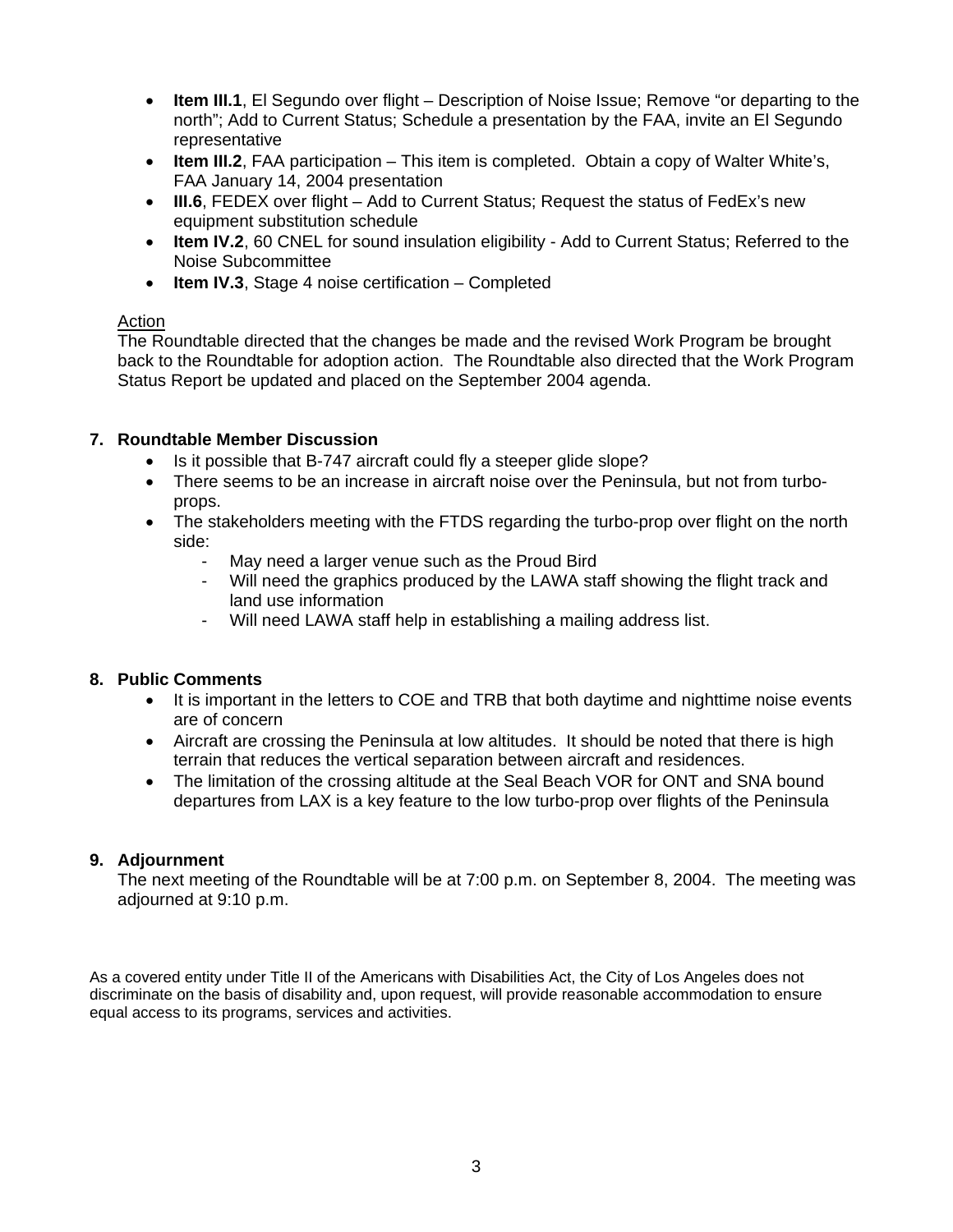- **Item III.1**, El Segundo over flight – Description of Noise Issue; Remove "or departing to the north"; Add to Current Status; Schedule a presentation by the FAA, invite an El Segundo representative
- **Item III.2**, FAA participation – This item is completed. Obtain a copy of Walter White's, FAA January 14, 2004 presentation
- **III.6**, FEDEX over flight – Add to Current Status; Request the status of FedEx's new equipment substitution schedule
- **Item IV.2**, 60 CNEL for sound insulation eligibility - Add to Current Status; Referred to the Noise Subcommittee
- **Item IV.3**, Stage 4 noise certification – Completed

Action

The Roundtable directed that the changes be made and the revised Work Program be brought back to the Roundtable for adoption action. The Roundtable also directed that the Work Program Status Report be updated and placed on the September 2004 agenda.

**7. Roundtable Member Discussion**

- Is it possible that B-747 aircraft could fly a steeper glide slope?
- There seems to be an increase in aircraft noise over the Peninsula, but not from turbo-props.
- The stakeholders meeting with the FTDS regarding the turbo-prop over flight on the north side:
    - May need a larger venue such as the Proud Bird
    - Will need the graphics produced by the LAWA staff showing the flight track and land use information
    - Will need LAWA staff help in establishing a mailing address list.

**8. Public Comments**

- It is important in the letters to COE and TRB that both daytime and nighttime noise events are of concern
- Aircraft are crossing the Peninsula at low altitudes. It should be noted that there is high terrain that reduces the vertical separation between aircraft and residences.
- The limitation of the crossing altitude at the Seal Beach VOR for ONT and SNA bound departures from LAX is a key feature to the low turbo-prop over flights of the Peninsula

**9. Adjournment**

The next meeting of the Roundtable will be at 7:00 p.m. on September 8, 2004. The meeting was adjourned at 9:10 p.m.

As a covered entity under Title II of the Americans with Disabilities Act, the City of Los Angeles does not discriminate on the basis of disability and, upon request, will provide reasonable accommodation to ensure equal access to its programs, services and activities.